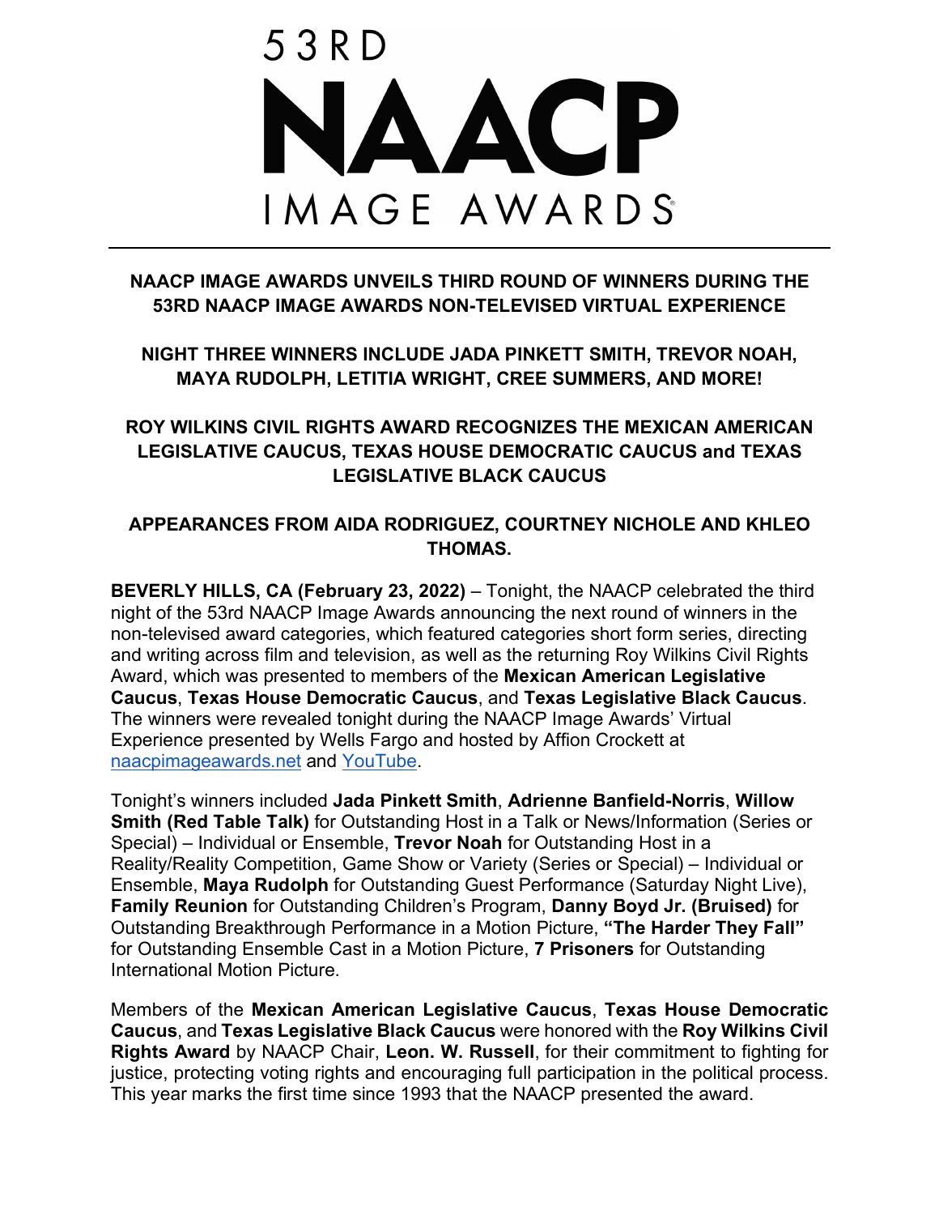# 53RD NAACP IMAGE AWARDS

## NAACP IMAGE AWARDS UNVEILS THIRD ROUND OF WINNERS DURING THE 53RD NAACP IMAGE AWARDS NON-TELEVISED VIRTUAL EXPERIENCE

## NIGHT THREE WINNERS INCLUDE JADA PINKETT SMITH, TREVOR NOAH, MAYA RUDOLPH, LETITIA WRIGHT, CREE SUMMERS, AND MORE!

## ROY WILKINS CIVIL RIGHTS AWARD RECOGNIZES THE MEXICAN AMERICAN LEGISLATIVE CAUCUS, TEXAS HOUSE DEMOCRATIC CAUCUS and TEXAS LEGISLATIVE BLACK CAUCUS

## APPEARANCES FROM AIDA RODRIGUEZ, COURTNEY NICHOLE AND KHLEO THOMAS.

**BEVERLY HILLS, CA (February 23, 2022)** – Tonight, the NAACP celebrated the third night of the 53rd NAACP Image Awards announcing the next round of winners in the non-televised award categories, which featured categories short form series, directing and writing across film and television, as well as the returning Roy Wilkins Civil Rights Award, which was presented to members of the **Mexican American Legislative Caucus**, **Texas House Democratic Caucus**, and **Texas Legislative Black Caucus**. The winners were revealed tonight during the NAACP Image Awards' Virtual Experience presented by Wells Fargo and hosted by Affion Crockett at naacpimageawards.net and YouTube.

Tonight's winners included **Jada Pinkett Smith**, **Adrienne Banfield-Norris**, **Willow Smith (Red Table Talk)** for Outstanding Host in a Talk or News/Information (Series or Special) – Individual or Ensemble, **Trevor Noah** for Outstanding Host in a Reality/Reality Competition, Game Show or Variety (Series or Special) – Individual or Ensemble, **Maya Rudolph** for Outstanding Guest Performance (Saturday Night Live), **Family Reunion** for Outstanding Children's Program, **Danny Boyd Jr. (Bruised)** for Outstanding Breakthrough Performance in a Motion Picture, **"The Harder They Fall"** for Outstanding Ensemble Cast in a Motion Picture, **7 Prisoners** for Outstanding International Motion Picture.

Members of the **Mexican American Legislative Caucus**, **Texas House Democratic Caucus**, and **Texas Legislative Black Caucus** were honored with the **Roy Wilkins Civil Rights Award** by NAACP Chair, **Leon. W. Russell**, for their commitment to fighting for justice, protecting voting rights and encouraging full participation in the political process. This year marks the first time since 1993 that the NAACP presented the award.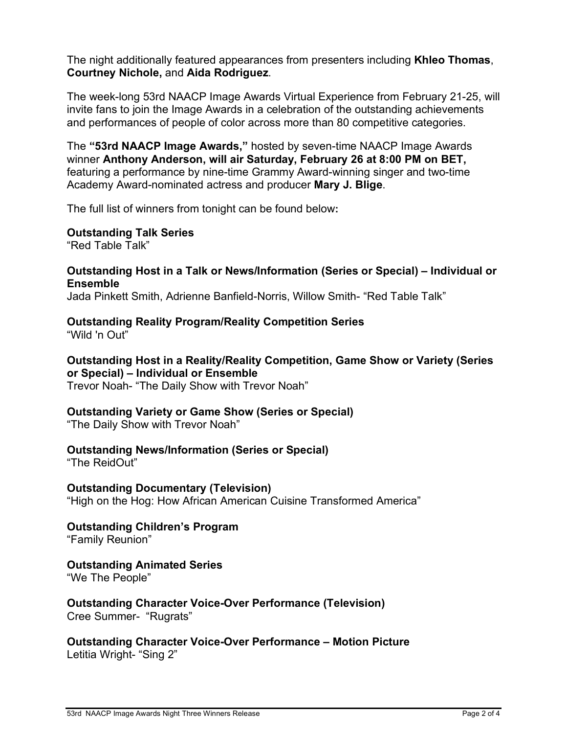The night additionally featured appearances from presenters including **Khleo Thomas**, **Courtney Nichole,** and **Aida Rodriguez**.

The week-long 53rd NAACP Image Awards Virtual Experience from February 21-25, will invite fans to join the Image Awards in a celebration of the outstanding achievements and performances of people of color across more than 80 competitive categories.

The **"53rd NAACP Image Awards,"** hosted by seven-time NAACP Image Awards winner **Anthony Anderson, will air Saturday, February 26 at 8:00 PM on BET,** featuring a performance by nine-time Grammy Award-winning singer and two-time Academy Award-nominated actress and producer **Mary J. Blige**.

The full list of winners from tonight can be found below**:**

**Outstanding Talk Series**
"Red Table Talk"

**Outstanding Host in a Talk or News/Information (Series or Special) – Individual or Ensemble**
Jada Pinkett Smith, Adrienne Banfield-Norris, Willow Smith- "Red Table Talk"

**Outstanding Reality Program/Reality Competition Series**
"Wild 'n Out"

**Outstanding Host in a Reality/Reality Competition, Game Show or Variety (Series or Special) – Individual or Ensemble**
Trevor Noah- "The Daily Show with Trevor Noah"

**Outstanding Variety or Game Show (Series or Special)**
"The Daily Show with Trevor Noah"

**Outstanding News/Information (Series or Special)**
"The ReidOut"

**Outstanding Documentary (Television)**
"High on the Hog: How African American Cuisine Transformed America"

**Outstanding Children's Program**
"Family Reunion"

**Outstanding Animated Series**
"We The People"

**Outstanding Character Voice-Over Performance (Television)**
Cree Summer- "Rugrats"

**Outstanding Character Voice-Over Performance – Motion Picture**
Letitia Wright- "Sing 2"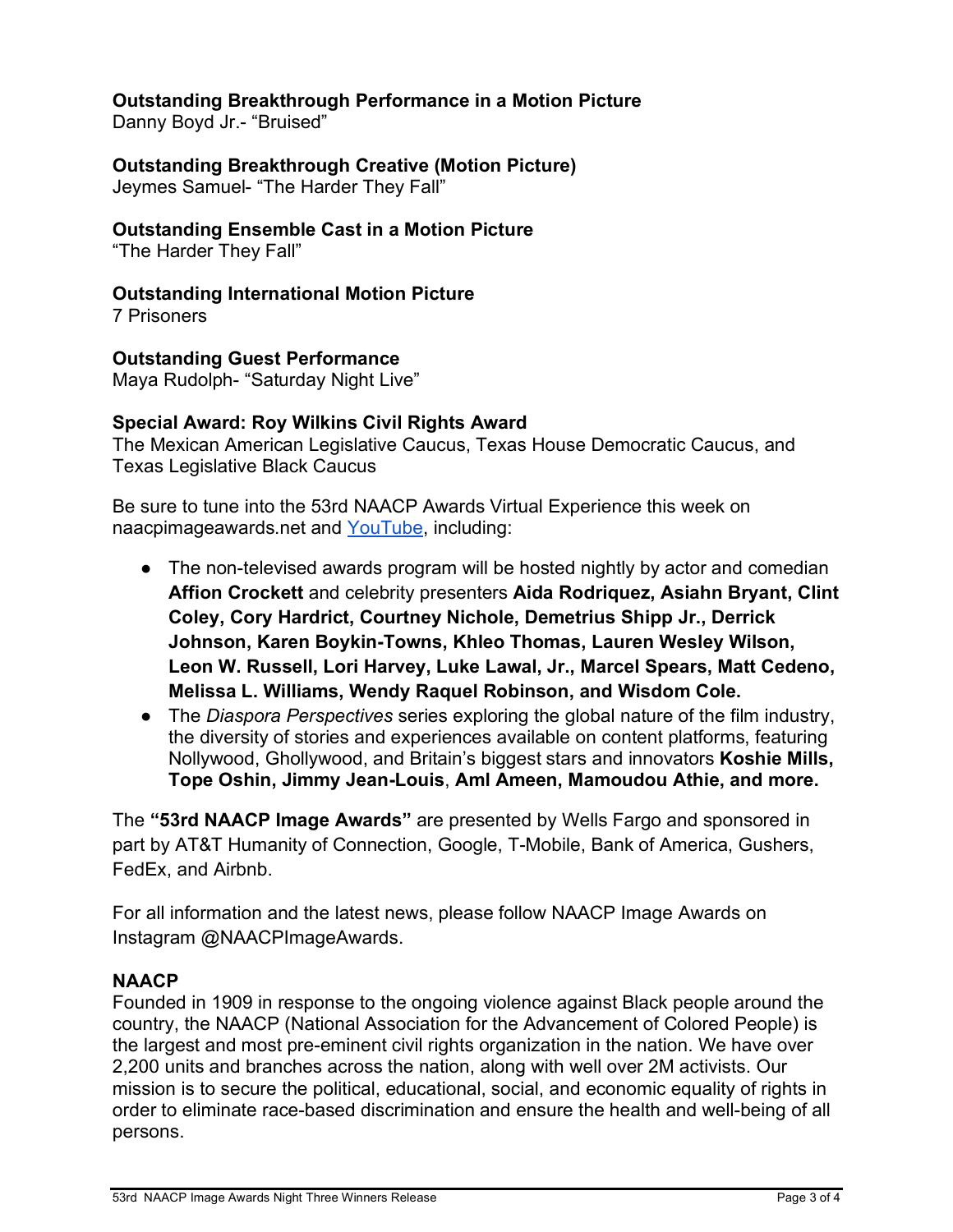**Outstanding Breakthrough Performance in a Motion Picture**
Danny Boyd Jr.- “Bruised”

**Outstanding Breakthrough Creative (Motion Picture)**
Jeymes Samuel- “The Harder They Fall”

**Outstanding Ensemble Cast in a Motion Picture**
“The Harder They Fall”

**Outstanding International Motion Picture**
7 Prisoners

**Outstanding Guest Performance**
Maya Rudolph- “Saturday Night Live”

**Special Award: Roy Wilkins Civil Rights Award**
The Mexican American Legislative Caucus, Texas House Democratic Caucus, and Texas Legislative Black Caucus

Be sure to tune into the 53rd NAACP Awards Virtual Experience this week on naacpimageawards.net and YouTube, including:

- The non-televised awards program will be hosted nightly by actor and comedian **Affion Crockett** and celebrity presenters **Aida Rodriquez, Asiahn Bryant, Clint Coley, Cory Hardrict, Courtney Nichole, Demetrius Shipp Jr., Derrick Johnson, Karen Boykin-Towns, Khleo Thomas, Lauren Wesley Wilson, Leon W. Russell, Lori Harvey, Luke Lawal, Jr., Marcel Spears, Matt Cedeno, Melissa L. Williams, Wendy Raquel Robinson, and Wisdom Cole.**
- The *Diaspora Perspectives* series exploring the global nature of the film industry, the diversity of stories and experiences available on content platforms, featuring Nollywood, Ghollywood, and Britain's biggest stars and innovators **Koshie Mills, Tope Oshin, Jimmy Jean-Louis**, **Aml Ameen, Mamoudou Athie, and more.**

The **“53rd NAACP Image Awards”** are presented by Wells Fargo and sponsored in part by AT&T Humanity of Connection, Google, T-Mobile, Bank of America, Gushers, FedEx, and Airbnb.

For all information and the latest news, please follow NAACP Image Awards on Instagram @NAACPImageAwards.

**NAACP**
Founded in 1909 in response to the ongoing violence against Black people around the country, the NAACP (National Association for the Advancement of Colored People) is the largest and most pre-eminent civil rights organization in the nation. We have over 2,200 units and branches across the nation, along with well over 2M activists. Our mission is to secure the political, educational, social, and economic equality of rights in order to eliminate race-based discrimination and ensure the health and well-being of all persons.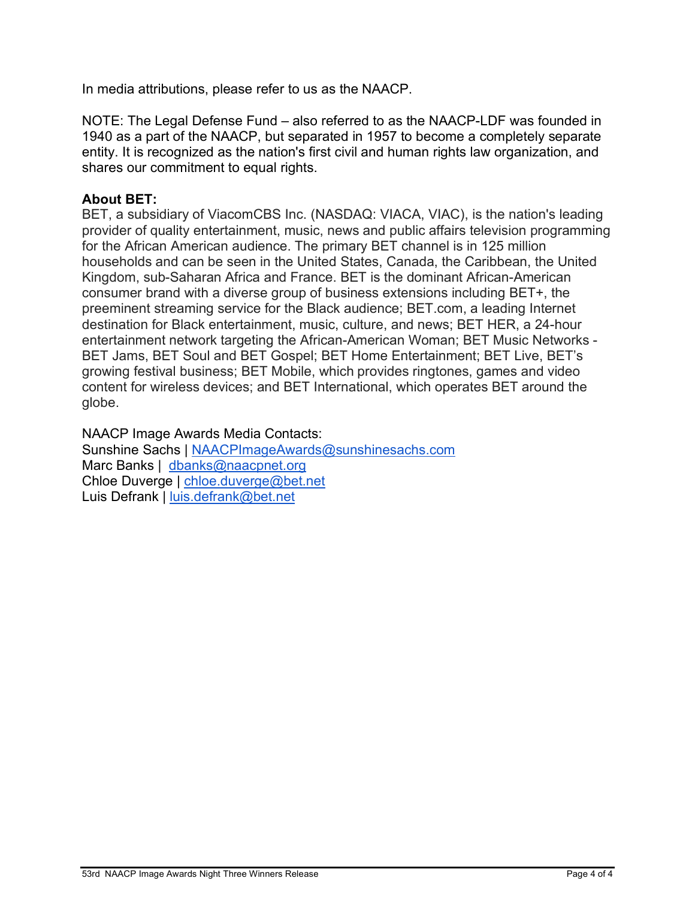In media attributions, please refer to us as the NAACP.

NOTE: The Legal Defense Fund – also referred to as the NAACP-LDF was founded in 1940 as a part of the NAACP, but separated in 1957 to become a completely separate entity. It is recognized as the nation's first civil and human rights law organization, and shares our commitment to equal rights.

**About BET:**
BET, a subsidiary of ViacomCBS Inc. (NASDAQ: VIACA, VIAC), is the nation's leading provider of quality entertainment, music, news and public affairs television programming for the African American audience. The primary BET channel is in 125 million households and can be seen in the United States, Canada, the Caribbean, the United Kingdom, sub-Saharan Africa and France. BET is the dominant African-American consumer brand with a diverse group of business extensions including BET+, the preeminent streaming service for the Black audience; BET.com, a leading Internet destination for Black entertainment, music, culture, and news; BET HER, a 24-hour entertainment network targeting the African-American Woman; BET Music Networks - BET Jams, BET Soul and BET Gospel; BET Home Entertainment; BET Live, BET's growing festival business; BET Mobile, which provides ringtones, games and video content for wireless devices; and BET International, which operates BET around the globe.

NAACP Image Awards Media Contacts:
Sunshine Sachs | NAACPImageAwards@sunshinesachs.com
Marc Banks | dbanks@naacpnet.org
Chloe Duverge | chloe.duverge@bet.net
Luis Defrank | luis.defrank@bet.net